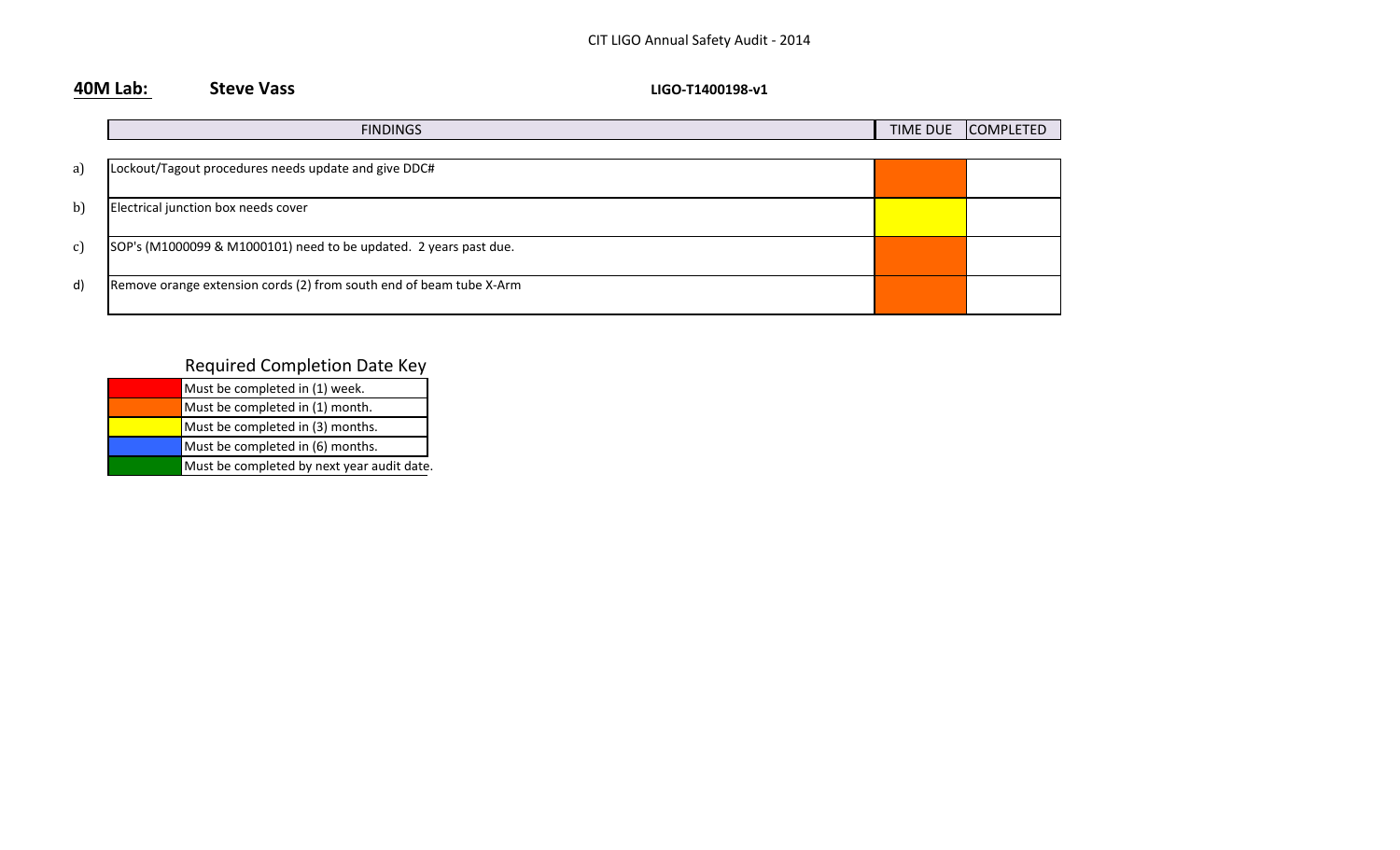CIT LIGO Annual Safety Audit - 2014

**40M Lab:** **Steve Vass** **LIGO-T1400198-v1**

| | FINDINGS | TIME DUE | COMPLETED |
|---|---|---|---|
| a) | Lockout/Tagout procedures needs update and give DDC# | Orange | |
| b) | Electrical junction box needs cover | Yellow | |
| c) | SOP's (M1000099 & M1000101) need to be updated. 2 years past due. | Orange | |
| d) | Remove orange extension cords (2) from south end of beam tube X-Arm | Orange | |

Required Completion Date Key

| Color | Requirement |
|---|---|
| Red | Must be completed in (1) week. |
| Orange | Must be completed in (1) month. |
| Yellow | Must be completed in (3) months. |
| Blue | Must be completed in (6) months. |
| Green | Must be completed by next year audit date. |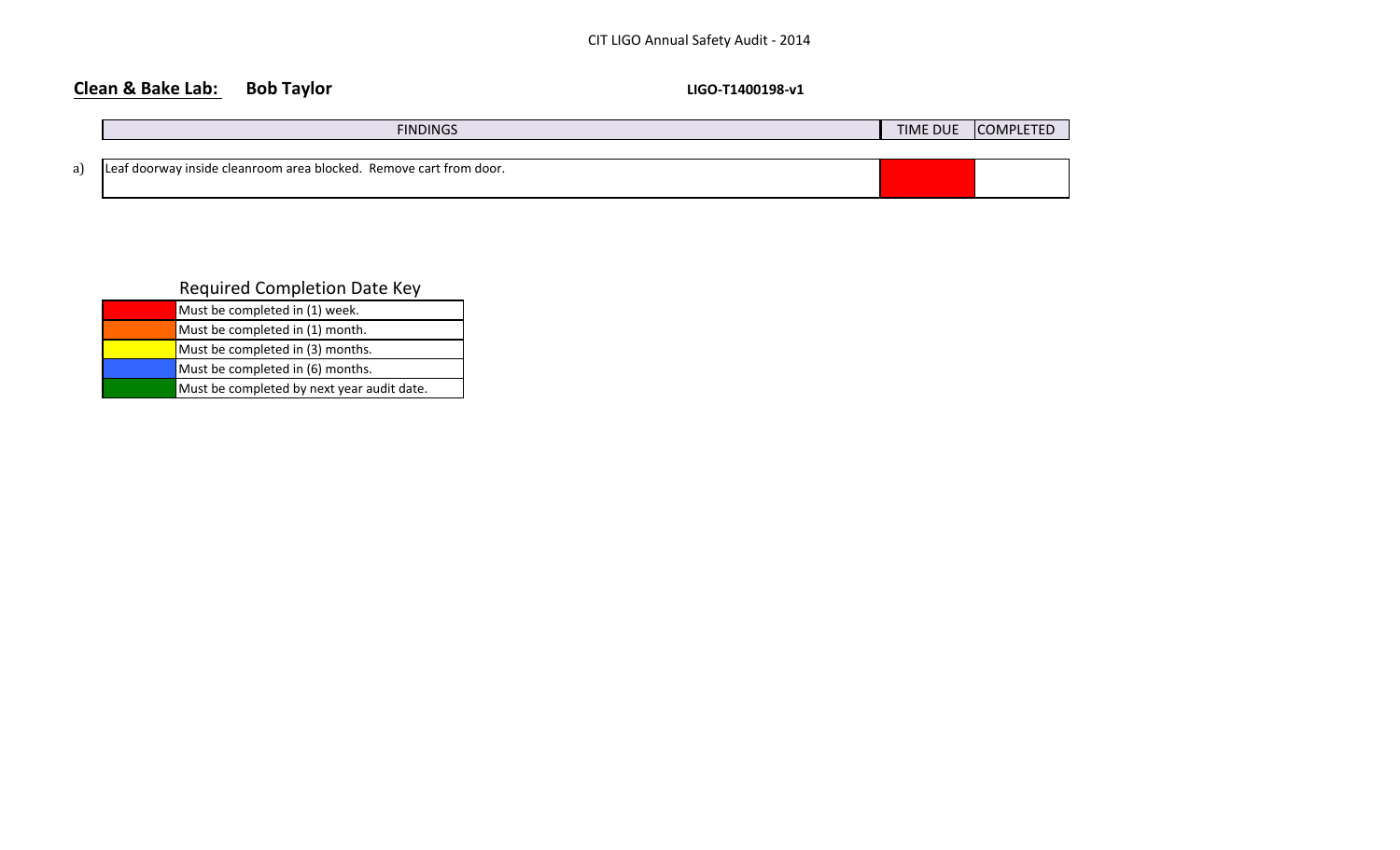CIT LIGO Annual Safety Audit - 2014

## Clean & Bake Lab: Bob Taylor

**LIGO-T1400198-v1**

| | FINDINGS | TIME DUE | COMPLETED |
|---|---|---|---|
| a) | Leaf doorway inside cleanroom area blocked. Remove cart from door. | Red | |

### Required Completion Date Key

| Color | Requirement |
|---|---|
| Red | Must be completed in (1) week. |
| Orange | Must be completed in (1) month. |
| Yellow | Must be completed in (3) months. |
| Blue | Must be completed in (6) months. |
| Green | Must be completed by next year audit date. |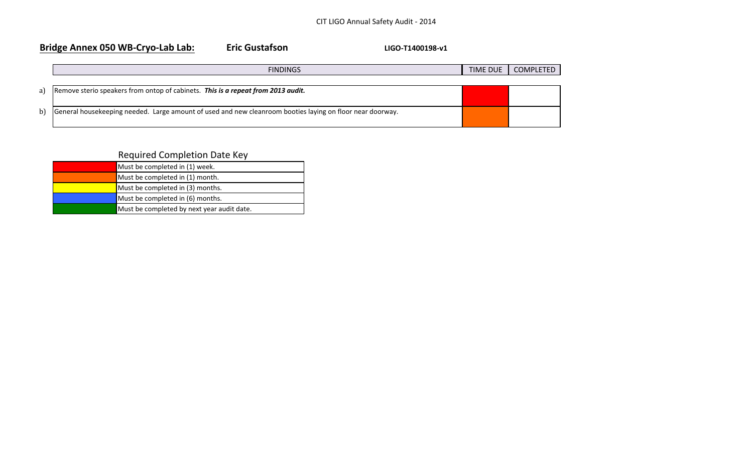CIT LIGO Annual Safety Audit - 2014

**Bridge Annex 050 WB-Cryo-Lab Lab:** **Eric Gustafson** **LIGO-T1400198-v1**

| | FINDINGS | TIME DUE | COMPLETED |
|---|---|---|---|
| a) | Remove sterio speakers from ontop of cabinets. ***This is a repeat from 2013 audit.*** | Red | |
| b) | General housekeeping needed. Large amount of used and new cleanroom booties laying on floor near doorway. | Orange | |

Required Completion Date Key

| Color | Requirement |
|---|---|
| Red | Must be completed in (1) week. |
| Orange | Must be completed in (1) month. |
| Yellow | Must be completed in (3) months. |
| Blue | Must be completed in (6) months. |
| Green | Must be completed by next year audit date. |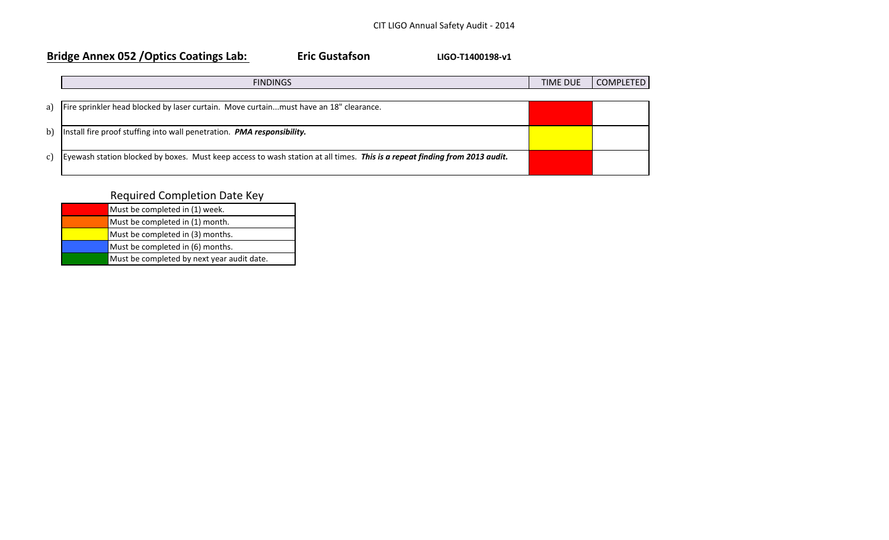CIT LIGO Annual Safety Audit - 2014

## Bridge Annex 052 /Optics Coatings Lab: **Eric Gustafson** **LIGO-T1400198-v1**

| | FINDINGS | TIME DUE | COMPLETED |
|---|---|---|---|
| a) | Fire sprinkler head blocked by laser curtain. Move curtain...must have an 18" clearance. | Red | |
| b) | Install fire proof stuffing into wall penetration. ***PMA responsibility.*** | Yellow | |
| c) | Eyewash station blocked by boxes. Must keep access to wash station at all times. ***This is a repeat finding from 2013 audit.*** | Red | |

### Required Completion Date Key

| Color | Requirement |
|---|---|
| Red | Must be completed in (1) week. |
| Orange | Must be completed in (1) month. |
| Yellow | Must be completed in (3) months. |
| Blue | Must be completed in (6) months. |
| Green | Must be completed by next year audit date. |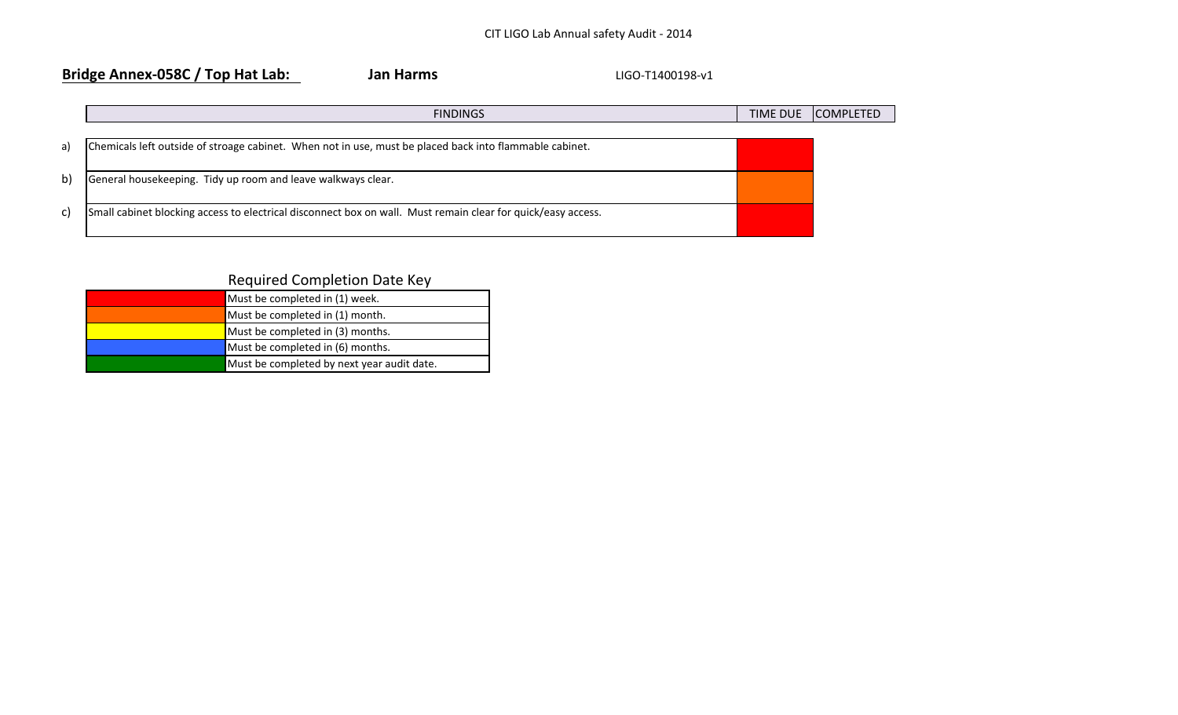CIT LIGO Lab Annual safety Audit - 2014

**Bridge Annex-058C / Top Hat Lab:** **Jan Harms** LIGO-T1400198-v1

| | FINDINGS | TIME DUE | COMPLETED |
|---|---|---|---|
| a) | Chemicals left outside of stroage cabinet. When not in use, must be placed back into flammable cabinet. | Red | |
| b) | General housekeeping. Tidy up room and leave walkways clear. | Orange | |
| c) | Small cabinet blocking access to electrical disconnect box on wall. Must remain clear for quick/easy access. | Red | |

Required Completion Date Key

| Color | Requirement |
|---|---|
| Red | Must be completed in (1) week. |
| Orange | Must be completed in (1) month. |
| Yellow | Must be completed in (3) months. |
| Blue | Must be completed in (6) months. |
| Green | Must be completed by next year audit date. |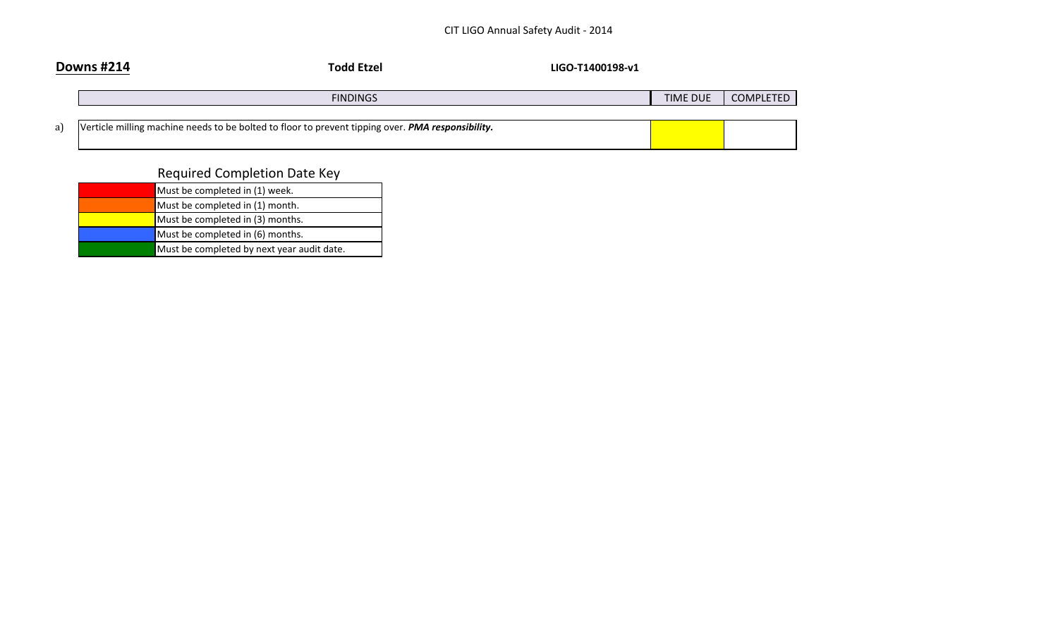**Downs #214** **Todd Etzel** **LIGO-T1400198-v1**

| | FINDINGS | TIME DUE | COMPLETED |
|---|---|---|---|
| a) | Verticle milling machine needs to be bolted to floor to prevent tipping over. ***PMA responsibility.*** | (yellow) | |

## Required Completion Date Key

| Color | Requirement |
|---|---|
| Red | Must be completed in (1) week. |
| Orange | Must be completed in (1) month. |
| Yellow | Must be completed in (3) months. |
| Blue | Must be completed in (6) months. |
| Green | Must be completed by next year audit date. |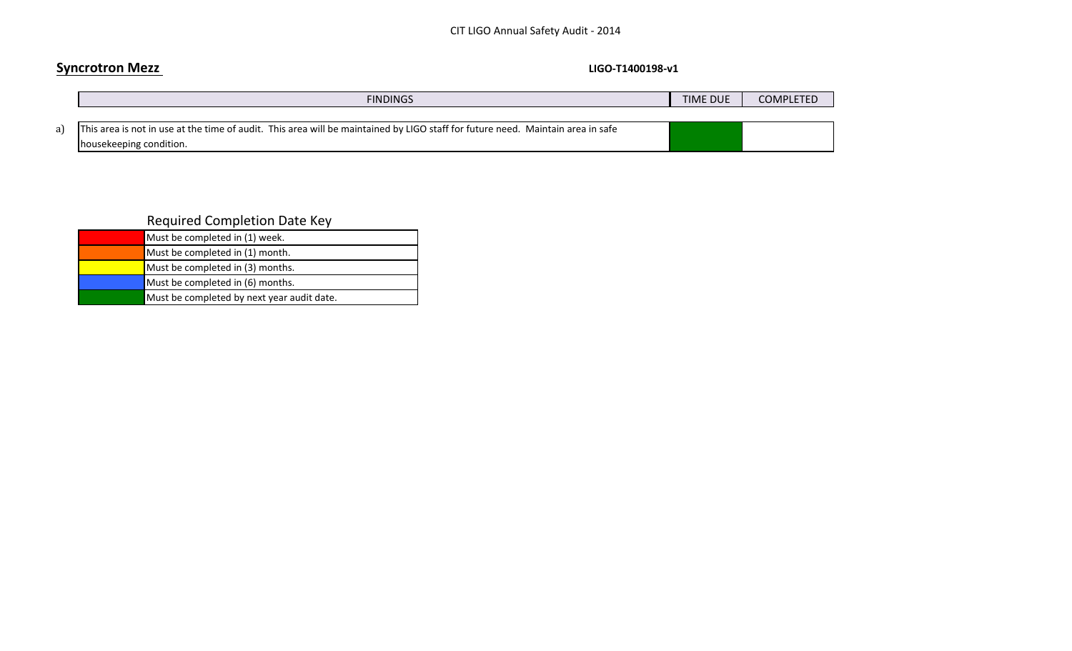## Syncrotron Mezz

**LIGO-T1400198-v1**

| | FINDINGS | TIME DUE | COMPLETED |
|---|---|---|---|
| a) | This area is not in use at the time of audit. This area will be maintained by LIGO staff for future need. Maintain area in safe housekeeping condition. | Green | |

### Required Completion Date Key

| Color | Requirement |
|---|---|
| Red | Must be completed in (1) week. |
| Orange | Must be completed in (1) month. |
| Yellow | Must be completed in (3) months. |
| Blue | Must be completed in (6) months. |
| Green | Must be completed by next year audit date. |